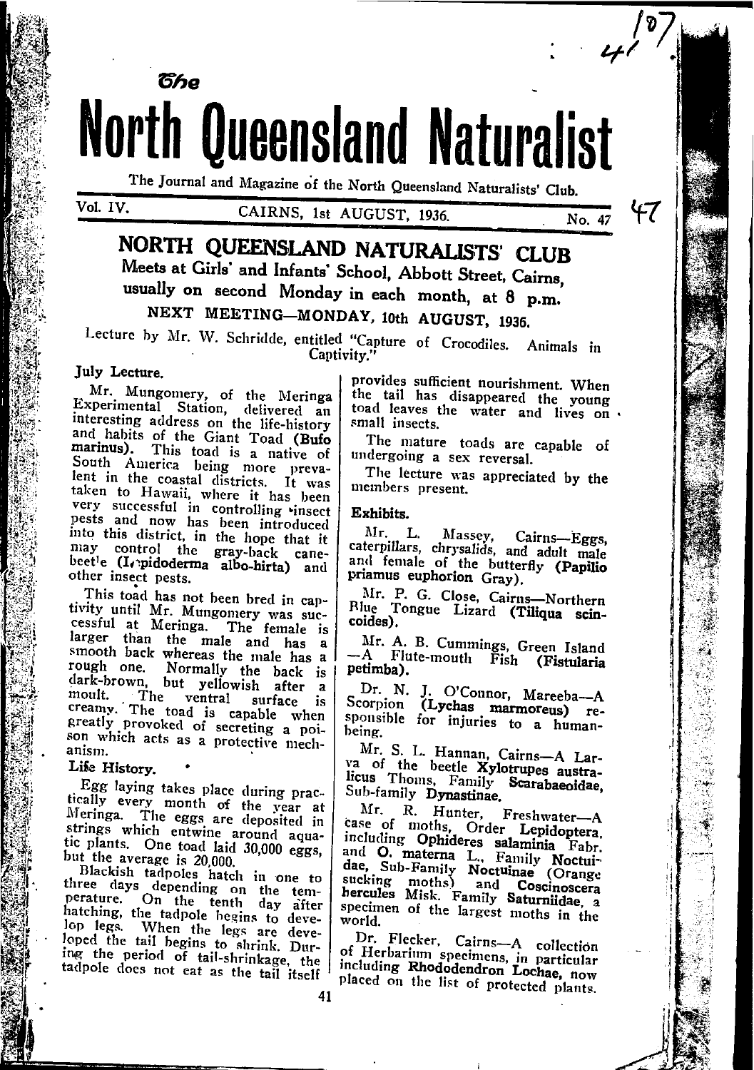# The North Queensland Naturalist

The Journal and Magazine of the North Queensland Naturalists' Club.

Vol. IV. CAIRNS, 1st AUGUST, 1936. No. 47

## NORTH QUEENSLAND NATURALISTS' CLUB

Meets at Girls' and Infants' School, Abbott Street, Cairns, usually on second Monday in each month, at 8 p.m.

NEXT MEETING—MONDAY, 10th AUGUST, 1936.

Lecture by Mr. W. Schridde, entitled "Capture of Crocodiles. Animals in Captivity."

### July Lecture.

Mr. Mungomery, of the Meringa Experimental Station, delivered an interesting address on the life-history and habits of the Giant Toad (**Bufo marinus**). This toad is a native of South America being more prevalent in the coastal districts. It was taken to Hawaii, where it has been very successful in controlling insect pests and now has been introduced into this district, in the hope that it may control the gray-back cane-beetle (**Lepidoderma albo-hirta**) and other insect pests.

This toad has not been bred in captivity until Mr. Mungomery was successful at Meringa. The female is larger than the male and has a smooth back whereas the male has a rough one. Normally the back is dark-brown, but yellowish after a moult. The ventral surface is creamy. The toad is capable when greatly provoked of secreting a poison which acts as a protective mechanism.

### Life History.

Egg laying takes place during practically every month of the year at Meringa. The eggs are deposited in strings which entwine around aquatic plants. One toad laid 30,000 eggs, but the average is 20,000.

Blackish tadpoles hatch in one to three days depending on the temperature. On the tenth day after hatching, the tadpole begins to develop legs. When the legs are developed the tail begins to shrink. During the period of tail-shrinkage, the tadpole does not eat as the tail itself provides sufficient nourishment. When the tail has disappeared the young toad leaves the water and lives on small insects.

The mature toads are capable of undergoing a sex reversal.

The lecture was appreciated by the members present.

### Exhibits.

Mr. L. Massey, Cairns—Eggs, caterpillars, chrysalids, and adult male and female of the butterfly (**Papilio priamus euphorion** Gray).

Mr. P. G. Close, Cairns—Northern Blue Tongue Lizard (**Tiliqua scincoides**).

Mr. A. B. Cummings, Green Island —A Flute-mouth Fish (**Fistularia petimba**).

Dr. N. J. O'Connor, Mareeba—A Scorpion (**Lychas marmoreus**) responsible for injuries to a human-being.

Mr. S. L. Hannan, Cairns—A Larva of the beetle **Xylotrupes australicus** Thoms, Family **Scarabaeoidae**, Sub-family **Dynastinae**.

Mr. R. Hunter, Freshwater—A case of moths, Order **Lepidoptera**, including **Ophideres salaminia** Fabr. and **O. materna** L., Family **Noctuidae**, Sub-Family **Noctuinae** (Orange sucking moths) and **Coscinoscera hercules** Misk. Family **Saturniidae**, a specimen of the largest moths in the world.

Dr. Flecker, Cairns—A collection of Herbarium specimens, in particular including **Rhododendron Lochae**, now placed on the list of protected plants.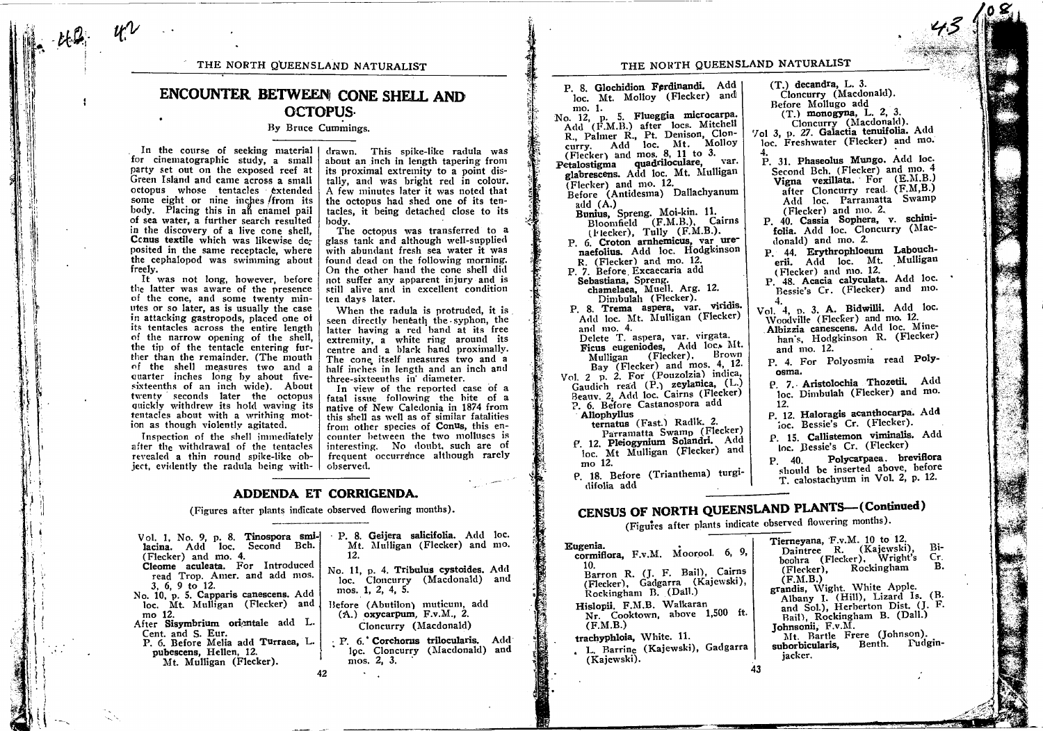# ENCOUNTER BETWEEN CONE SHELL AND OCTOPUS.

By Bruce Cummings.

In the course of seeking material for cinematographic study, a small party set out on the exposed reef at Green Island and came across a small octopus whose tentacles extended some eight or nine inches from its body. Placing this in an enamel pail of sea water, a further search resulted in the discovery of a live cone shell, **Conus textile** which was likewise deposited in the same receptacle, where the cephalopod was swimming about freely.

It was not long, however, before the latter was aware of the presence of the cone, and some twenty minutes or so later, as is usually the case in attacking gastropods, placed one of its tentacles across the entire length of the narrow opening of the shell, the tip of the tentacle entering further than the remainder. (The mouth of the shell measures two and a quarter inches long by about five-sixteenths of an inch wide). About twenty seconds later the octopus quickly withdrew its hold waving its tentacles about with a writhing motion as though violently agitated.

Inspection of the shell immediately after the withdrawal of the tentacles revealed a thin round spike-like object, evidently the radula being withdrawn. This spike-like radula was about an inch in length tapering from its proximal extremity to a point distally, and was bright red in colour. A few minutes later it was noted that the octopus had shed one of its tentacles, it being detached close to its body.

The octopus was transferred to a glass tank and although well-supplied with abundant fresh sea water it was found dead on the following morning. On the other hand the cone shell did not suffer any apparent injury and is still alive and in excellent condition ten days later.

When the radula is protruded, it is seen directly beneath the syphon, the latter having a red band at its free extremity, a white ring around its centre and a black band proximally. The cone itself measures two and a half inches in length and an inch and three-sixteenths in diameter.

In view of the reported case of a fatal issue following the bite of a native of New Caledonia in 1874 from this shell as well as of similar fatalities from other species of **Conus**, this encounter between the two molluscs is interesting. No doubt, such are of frequent occurrence although rarely observed.

## ADDENDA ET CORRIGENDA.

(Figures after plants indicate observed flowering months).

Vol. 1, No. 9, p. 8. **Tinospora smilacina.** Add loc. Second Bch. (Flecker) and mo. 4.

**Cleome aculeata.** For Introduced read Trop. Amer. and add mos. 3, 6, 9 to 12.

No. 10, p. 5. **Capparis canescens.** Add loc. Mt. Mulligan (Flecker) and mo 12.

After **Sisymbrium orientale** add L. Cent. and S. Eur.

P. 6. Before Melia add **Turraea,** L. **pubescens,** Hellen, 12.
Mt. Mulligan (Flecker).

P. 8. **Geijera salicifolia.** Add loc. Mt. Mulligan (Flecker) and mo. 12.

No. 11, p. 4. **Tribulus cystoides.** Add loc. Cloncurry (Macdonald) and mos. 1, 2, 4, 5.

Before (Abutilon) muticum, add (A.) **oxycarpum,** F.v.M., 2.
Cloncurry (Macdonald)

P. 6. **Corchorus trilocularis.** Add loc. Cloncurry (Macdonald) and mos. 2, 3.

P. 8. **Glochidion Ferdinandi.** Add loc. Mt. Molloy (Flecker) and mo. 1.

No. 12, p. 5. **Flueggia microcarpa.** Add (F.M.B.) after locs. Mitchell R., Palmer R., Pt. Denison, Cloncurry. Add loc. Mt. Molloy (Flecker) and mos. 8, 11 to 3.

**Petalostigma quadriloculare,** var. **glabrescens.** Add loc. Mt. Mulligan (Flecker) and mo. 12.

Before (Antidesma) Dallachyanum add (A.)
**Bunius,** Spreng. Moi-kin. 11.
Bloomfield (F.M.B.), Cairns (Flecker), Tully (F.M.B.).

P. 6. **Croton arnhemicus,** var **urenaefolius.** Add loc. Hodgkinson R. (Flecker) and mo. 12.

P. 7. Before Excaecaria add
**Sebastiana,** Spreng.
**chamelaea,** Muell. Arg. 12.
Dimbulah (Flecker).

P. 8. **Trema aspera,** var. **viridis.** Add loc. Mt. Mulligan (Flecker) and mo. 4.
Delete T. aspera, var. virgata.
**Ficus eugeniodes,** Add loc. Mt. Mulligan (Flecker), Brown Bay (Flecker) and mos. 4, 12.

Vol. 2 p. 2. For (Pouzolzia) indica, Gaudich read (P.) **zeylanica,** (L.) Beauv. 2, Add loc. Cairns (Flecker)

P. 6. Before Castanospora add
**Allophyllus**
**ternatus** (Fast.) Radlk. 2.
Parramatta Swamp (Flecker)

P. 12. **Pleiogynium Solandri.** Add loc. Mt Mulligan (Flecker) and mo 12.

P. 18. Before (Trianthema) turgidifolia add
(T.) **decandra,** L. 3.
Cloncurry (Macdonald).

Before Mollugo add
(T.) **monogyna,** L. 2, 3.
Cloncurry (Macdonald).

Vol 3, p. 27. **Galactia tenuifolia.** Add loc. Freshwater (Flecker) and mo. 4.

P. 31. **Phaseolus Mungo.** Add loc. Second Bch. (Flecker) and mo. 4
**Vigna vexillata.** For (E.M.B.) after Cloncurry read (F.M.B.) Add loc. Parramatta Swamp (Flecker) and mo. 2.

P. 40. **Cassia Sophera,** v. **schinifolia.** Add loc. Cloncurry (Macdonald) and mo. 2.

P. 44. **Erythrophloeum Labouchérii.** Add loc. Mt. Mulligan (Flecker) and mo. 12.

P. 48. **Acacia calyculata.** Add loc. Bessie's Cr. (Flecker) and mo. 4.

Vol. 4, p. 3. **A. Bidwilli.** Add loc. Woodville (Flecker) and mo. 12.

**Albizzia canescens.** Add loc. Minehan's, Hodgkinson R. (Flecker) and mo. 12.

P. 4. For Polyosmia read **Polyosma.**

P. 7. **Aristolochia Thozetii.** Add loc. Dimbulah (Flecker) and mo. 12.

P. 12. **Haloragis acanthocarpa.** Add loc. Bessie's Cr. (Flecker).

P. 15. **Callistemon viminalis.** Add loc. Bessie's Cr. (Flecker)

P. 40. **Polycarpaea. breviflora** should be inserted above, before T. calostachyum in Vol. 2, p. 12.

## CENSUS OF NORTH QUEENSLAND PLANTS—(Continued)

(Figures after plants indicate observed flowering months).

**Eugenia.**

**cormiflora,** F.v.M. Moorool. 6, 9, 10.
Barron R. (J. F. Bail), Cairns (Flecker), Gadgarra (Kajewski), Rockingham B. (Dall.)

**Hislopii.** F.M.B. Walkaran
Nr. Cooktown, above 1,500 ft. (F.M.B.)

**trachyphloia,** White. 11.
L. Barrine (Kajewski), Gadgarra (Kajewski).

**Tierneyana,** F.v.M. 10 to 12.
Daintree R. (Kajewski), Biboohra (Flecker), Wright's Cr. (Flecker), Rockingham B. (F.M.B.)

**grandis,** Wight. White Apple.
Albany I. (Hill), Lizard Is. (B. and Sol.), Herberton Dist. (J. F. Bail), Rockingham B. (Dall.)

**Johnsonii,** F.v.M.
Mt. Bartle Frere (Johnson).

**suborbicularis,** Benth. Pudginjacker.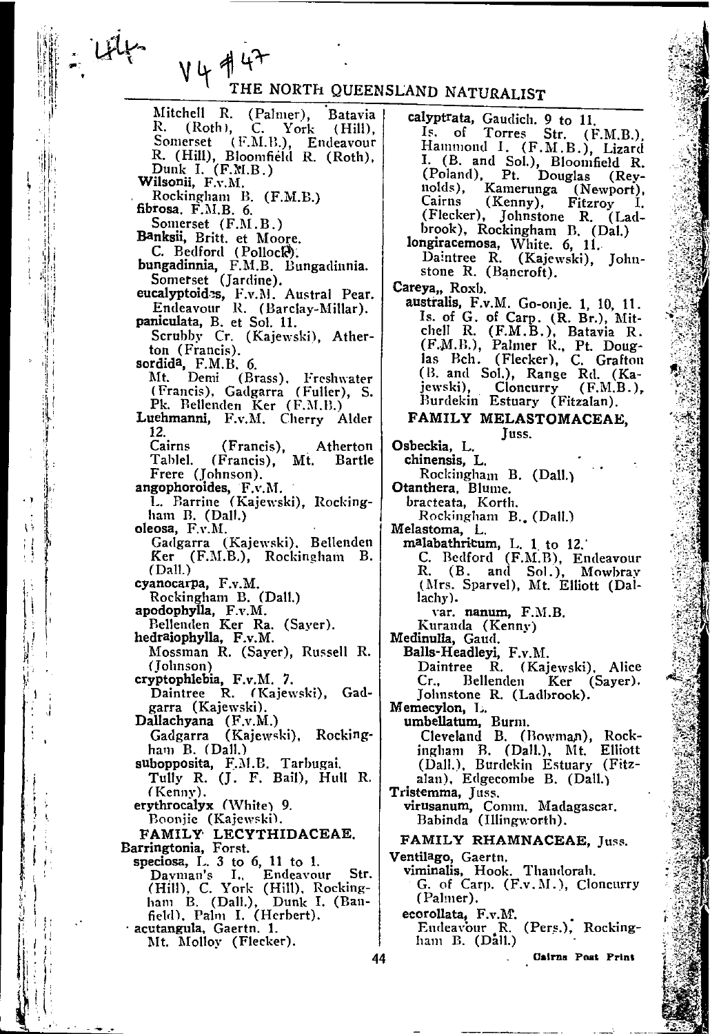Mitchell R. (Palmer), Batavia R. (Roth), C. York (Hill), Somerset (F.M.B.), Endeavour R. (Hill), Bloomfield R. (Roth), Dunk I. (F.M.B.)

**Wilsonii,** F.v.M.
Rockingham B. (F.M.B.)

**fibrosa**, F.M.B. 6.
Somerset (F.M.B.)

**Banksii,** Britt. et Moore.
C. Bedford (Pollock).

**bungadinnia**, F.M.B. Bungadinnia.
Somerset (Jardine).

**eucalyptoides,** F.v.M. Austral Pear.
Endeavour R. (Barclay-Millar).

**paniculata**, B. et Sol. 11.
Scrubby Cr. (Kajewski), Atherton (Francis).

**sordida**, F.M.B. 6.
Mt. Demi (Brass), Freshwater (Francis), Gadgarra (Fuller), S. Pk. Bellenden Ker (F.M.B.)

**Luehmanni,** F.v.M. Cherry Alder 12.
Cairns (Francis), Atherton Tablel. (Francis), Mt. Bartle Frere (Johnson).

**angophoroides,** F.v.M.
L. Barrine (Kajewski), Rockingham B. (Dall.)

**oleosa,** F.v.M.
Gadgarra (Kajewski), Bellenden Ker (F.M.B.), Rockingham B. (Dall.)

**cyanocarpa,** F.v.M.
Rockingham B. (Dall.)

**apodophylla,** F.v.M.
Bellenden Ker Ra. (Sayer).

**hedraiophylla,** F.v.M.
Mossman R. (Sayer), Russell R. (Johnson)

**cryptophlebia,** F.v.M. 7.
Daintree R. (Kajewski), Gadgarra (Kajewski).

**Dallachyana** (F.v.M.)
Gadgarra (Kajewski), Rockingham B. (Dall.)

**subopposita,** F.M.B. Tarbugai.
Tully R. (J. F. Bail), Hull R. (Kenny).

**erythrocalyx** (White) 9.
Boonjie (Kajewski).

## FAMILY LECYTHIDACEAE.

**Barringtonia,** Forst.

**speciosa,** L. 3 to 6, 11 to 1.
Dayman's I., Endeavour Str. (Hill), C. York (Hill), Rockingham B. (Dall.), Dunk I. (Banfield), Palm I. (Herbert).

**acutangula,** Gaertn. 1.
Mt. Molloy (Flecker).

**calyptrata,** Gaudich. 9 to 11.
Is. of Torres Str. (F.M.B.), Hammond I. (F.M.B.), Lizard I. (B. and Sol.), Bloomfield R. (Poland), Pt. Douglas (Reynolds), Kamerunga (Newport), Cairns (Kenny), Fitzroy I. (Flecker), Johnstone R. (Ladbrook), Rockingham B. (Dal.)

**longiracemosa,** White. 6, 11.
Daintree R. (Kajewski), Johnstone R. (Bancroft).

**Careya,,** Roxb.

**australis,** F.v.M. Go-onje. 1, 10, 11.
Is. of G. of Carp. (R. Br.), Mitchell R. (F.M.B.), Batavia R. (F.M.B.), Palmer R., Pt. Douglas Bch. (Flecker), C. Grafton (B. and Sol.), Range Rd. (Kajewski), Cloncurry (F.M.B.), Burdekin Estuary (Fitzalan).

## FAMILY MELASTOMACEAE, Juss.

**Osbeckia,** L.

**chinensis,** L.
Rockingham B. (Dall.)

**Otanthera,** Blume.

**bracteata,** Korth.
Rockingham B.. (Dall.)

**Melastoma,** L.

**malabathricum,** L. 1 to 12.
C. Bedford (F.M.B), Endeavour R. (B. and Sol.), Mowbray (Mrs. Sparvel), Mt. Elliott (Dallachy).

var. **nanum,** F.M.B.
Kuranda (Kenny)

**Medinulla,** Gaud.

**Balls-Headleyi,** F.v.M.
Daintree R. (Kajewski), Alice Cr., Bellenden Ker (Sayer). Johnstone R. (Ladbrook).

**Memecylon,** L.

**umbellatum,** Burm.
Cleveland B. (Bowman), Rockingham B. (Dall.), Mt. Elliott (Dall.), Burdekin Estuary (Fitzalan), Edgecombe B. (Dall.)

**Tristemma,** Juss.

**virusanum,** Comm. Madagascar.
Babinda (Illingworth).

## FAMILY RHAMNACEAE, Juss.

**Ventilago,** Gaertn.

**viminalis,** Hook. Thandorah.
G. of Carp. (F.v.M.), Cloncurry (Palmer).

**ecorollata,** F.v.M.
Endeavour R. (Pers.), Rockingham B. (Dall.)

Cairns Post Print